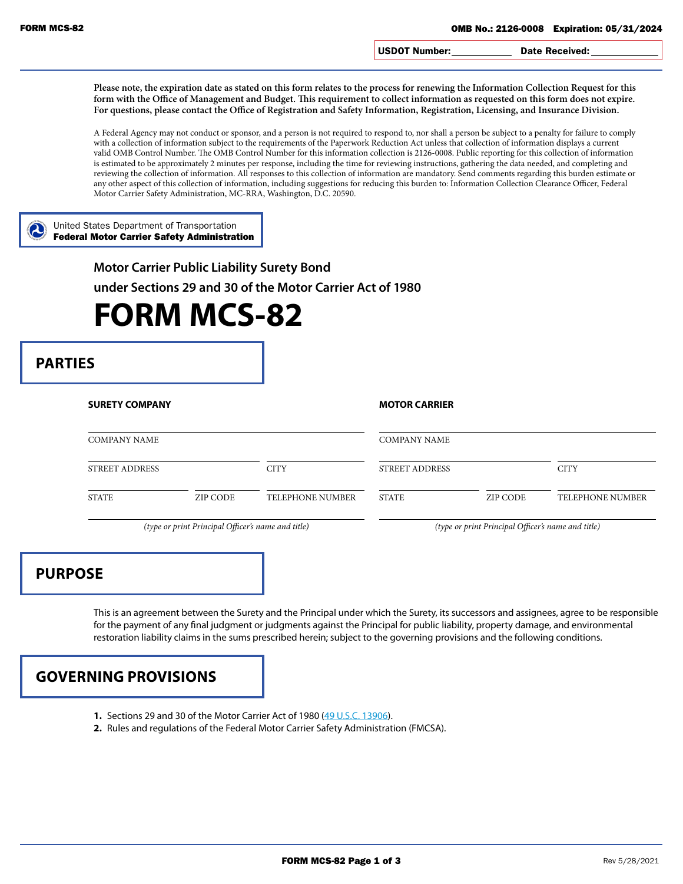FORM MCS-82

OMB No.: 2126-0008 Expiration: 05/31/2024

USDOT Number: ____________ Date Received: ____________

**Please note, the expiration date as stated on this form relates to the process for renewing the Information Collection Request for this form with the Office of Management and Budget. This requirement to collect information as requested on this form does not expire. For questions, please contact the Office of Registration and Safety Information, Registration, Licensing, and Insurance Division.**

A Federal Agency may not conduct or sponsor, and a person is not required to respond to, nor shall a person be subject to a penalty for failure to comply with a collection of information subject to the requirements of the Paperwork Reduction Act unless that collection of information displays a current valid OMB Control Number. The OMB Control Number for this information collection is 2126-0008. Public reporting for this collection of information is estimated to be approximately 2 minutes per response, including the time for reviewing instructions, gathering the data needed, and completing and reviewing the collection of information. All responses to this collection of information are mandatory. Send comments regarding this burden estimate or any other aspect of this collection of information, including suggestions for reducing this burden to: Information Collection Clearance Officer, Federal Motor Carrier Safety Administration, MC-RRA, Washington, D.C. 20590.

United States Department of Transportation
**Federal Motor Carrier Safety Administration**

## Motor Carrier Public Liability Surety Bond under Sections 29 and 30 of the Motor Carrier Act of 1980

# FORM MCS-82

## PARTIES

**SURETY COMPANY**

COMPANY NAME ____________

STREET ADDRESS ____________ CITY ____________

STATE ____________ ZIP CODE ____________ TELEPHONE NUMBER ____________

____________
*(type or print Principal Officer's name and title)*

**MOTOR CARRIER**

COMPANY NAME ____________

STREET ADDRESS ____________ CITY ____________

STATE ____________ ZIP CODE ____________ TELEPHONE NUMBER ____________

____________
*(type or print Principal Officer's name and title)*

## PURPOSE

This is an agreement between the Surety and the Principal under which the Surety, its successors and assignees, agree to be responsible for the payment of any final judgment or judgments against the Principal for public liability, property damage, and environmental restoration liability claims in the sums prescribed herein; subject to the governing provisions and the following conditions.

## GOVERNING PROVISIONS

1. Sections 29 and 30 of the Motor Carrier Act of 1980 (49 U.S.C. 13906).
2. Rules and regulations of the Federal Motor Carrier Safety Administration (FMCSA).

Rev 5/28/2021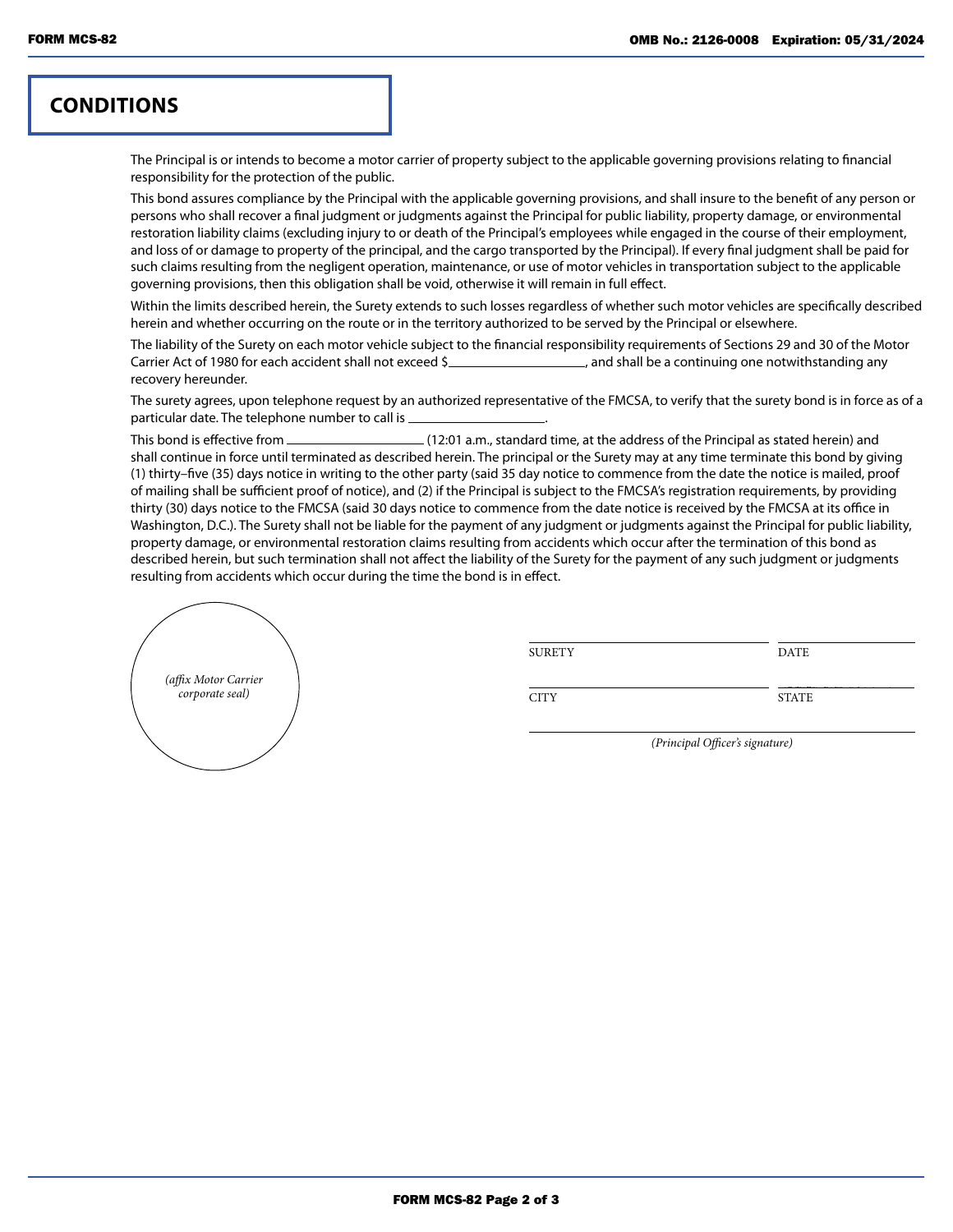## CONDITIONS

The Principal is or intends to become a motor carrier of property subject to the applicable governing provisions relating to financial responsibility for the protection of the public.

This bond assures compliance by the Principal with the applicable governing provisions, and shall insure to the benefit of any person or persons who shall recover a final judgment or judgments against the Principal for public liability, property damage, or environmental restoration liability claims (excluding injury to or death of the Principal's employees while engaged in the course of their employment, and loss of or damage to property of the principal, and the cargo transported by the Principal). If every final judgment shall be paid for such claims resulting from the negligent operation, maintenance, or use of motor vehicles in transportation subject to the applicable governing provisions, then this obligation shall be void, otherwise it will remain in full effect.

Within the limits described herein, the Surety extends to such losses regardless of whether such motor vehicles are specifically described herein and whether occurring on the route or in the territory authorized to be served by the Principal or elsewhere.

The liability of the Surety on each motor vehicle subject to the financial responsibility requirements of Sections 29 and 30 of the Motor Carrier Act of 1980 for each accident shall not exceed $____________________, and shall be a continuing one notwithstanding any recovery hereunder.

The surety agrees, upon telephone request by an authorized representative of the FMCSA, to verify that the surety bond is in force as of a particular date. The telephone number to call is ____________________.

This bond is effective from ____________________ (12:01 a.m., standard time, at the address of the Principal as stated herein) and shall continue in force until terminated as described herein. The principal or the Surety may at any time terminate this bond by giving (1) thirty–five (35) days notice in writing to the other party (said 35 day notice to commence from the date the notice is mailed, proof of mailing shall be sufficient proof of notice), and (2) if the Principal is subject to the FMCSA's registration requirements, by providing thirty (30) days notice to the FMCSA (said 30 days notice to commence from the date notice is received by the FMCSA at its office in Washington, D.C.). The Surety shall not be liable for the payment of any judgment or judgments against the Principal for public liability, property damage, or environmental restoration claims resulting from accidents which occur after the termination of this bond as described herein, but such termination shall not affect the liability of the Surety for the payment of any such judgment or judgments resulting from accidents which occur during the time the bond is in effect.

*(affix Motor Carrier corporate seal)*

| | |
|---|---|
| SURETY | DATE |
| CITY | STATE |

*(Principal Officer's signature)*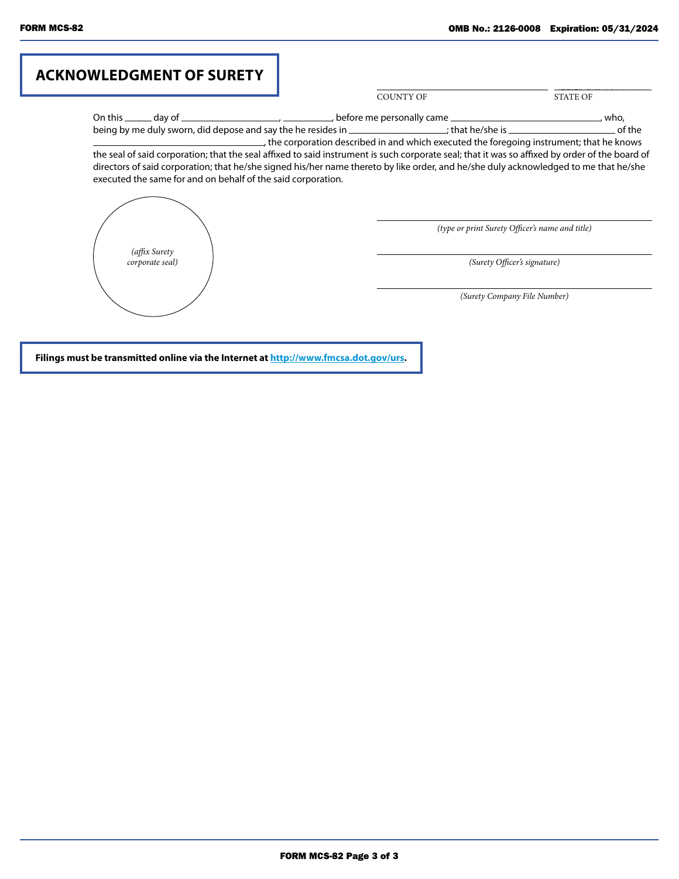# ACKNOWLEDGMENT OF SURETY

______________________ COUNTY OF ______________ STATE OF

On this _____ day of __________________, _________, before me personally came ___________________________, who, being by me duly sworn, did depose and say the he resides in __________________; that he/she is ____________________ of the ________________________________, the corporation described in and which executed the foregoing instrument; that he knows the seal of said corporation; that the seal affixed to said instrument is such corporate seal; that it was so affixed by order of the board of directors of said corporation; that he/she signed his/her name thereto by like order, and he/she duly acknowledged to me that he/she executed the same for and on behalf of the said corporation.

*(affix Surety corporate seal)*

______________________________________
*(type or print Surety Officer's name and title)*

______________________________________
*(Surety Officer's signature)*

______________________________________
*(Surety Company File Number)*

**Filings must be transmitted online via the Internet at http://www.fmcsa.dot.gov/urs.**